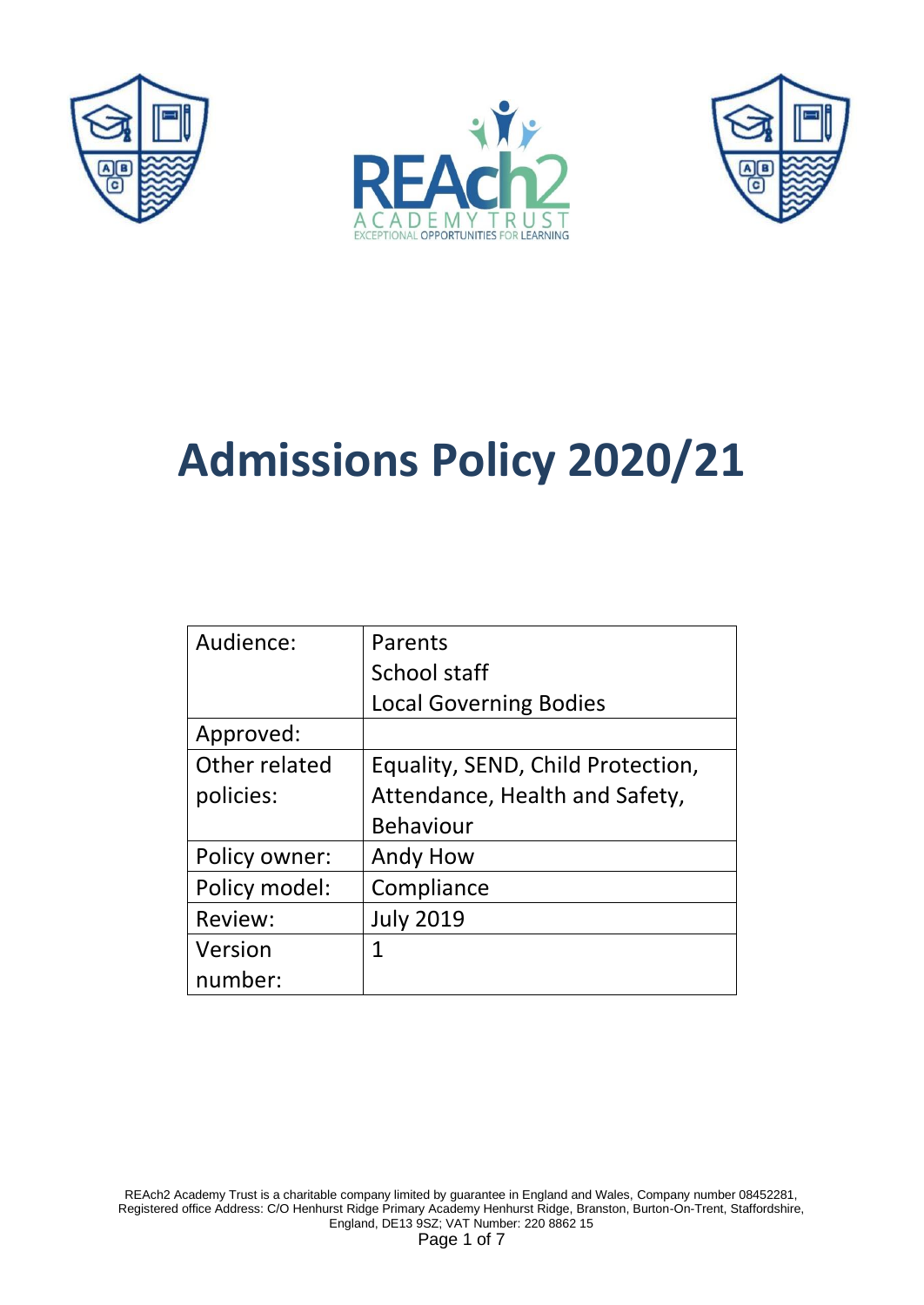# Admissions Policy 2020/21

| Audience: | Parents<br>School staff<br>Local Governing Bodies |
| --- | --- |
| Approved: | |
| Other related policies: | Equality, SEND, Child Protection, Attendance, Health and Safety, Behaviour |
| Policy owner: | Andy How |
| Policy model: | Compliance |
| Review: | July 2019 |
| Version number: | 1 |

REAch2 Academy Trust is a charitable company limited by guarantee in England and Wales, Company number 08452281, Registered office Address: C/O Henhurst Ridge Primary Academy Henhurst Ridge, Branston, Burton-On-Trent, Staffordshire, England, DE13 9SZ; VAT Number: 220 8862 15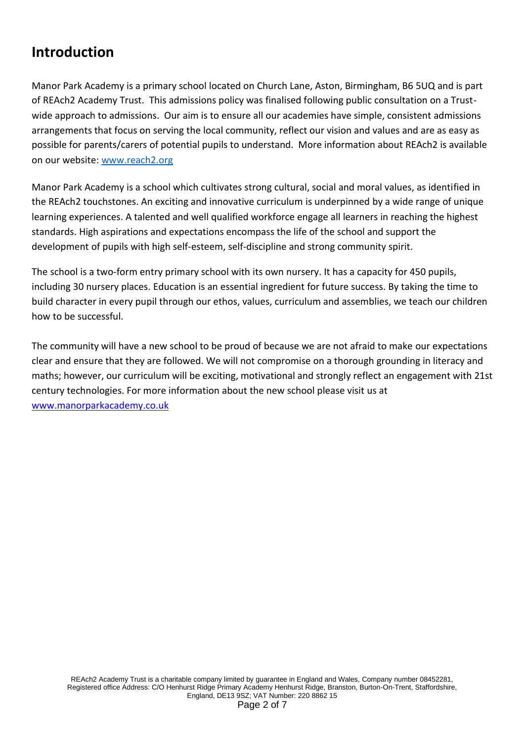# Introduction

Manor Park Academy is a primary school located on Church Lane, Aston, Birmingham, B6 5UQ and is part of REAch2 Academy Trust. This admissions policy was finalised following public consultation on a Trust-wide approach to admissions. Our aim is to ensure all our academies have simple, consistent admissions arrangements that focus on serving the local community, reflect our vision and values and are as easy as possible for parents/carers of potential pupils to understand. More information about REAch2 is available on our website: [www.reach2.org](http://www.reach2.org)

Manor Park Academy is a school which cultivates strong cultural, social and moral values, as identified in the REAch2 touchstones. An exciting and innovative curriculum is underpinned by a wide range of unique learning experiences. A talented and well qualified workforce engage all learners in reaching the highest standards. High aspirations and expectations encompass the life of the school and support the development of pupils with high self-esteem, self-discipline and strong community spirit.

The school is a two-form entry primary school with its own nursery. It has a capacity for 450 pupils, including 30 nursery places. Education is an essential ingredient for future success. By taking the time to build character in every pupil through our ethos, values, curriculum and assemblies, we teach our children how to be successful.

The community will have a new school to be proud of because we are not afraid to make our expectations clear and ensure that they are followed. We will not compromise on a thorough grounding in literacy and maths; however, our curriculum will be exciting, motivational and strongly reflect an engagement with 21st century technologies. For more information about the new school please visit us at [www.manorparkacademy.co.uk](http://www.manorparkacademy.co.uk)

REAch2 Academy Trust is a charitable company limited by guarantee in England and Wales, Company number 08452281, Registered office Address: C/O Henhurst Ridge Primary Academy Henhurst Ridge, Branston, Burton-On-Trent, Staffordshire, England, DE13 9SZ; VAT Number: 220 8862 15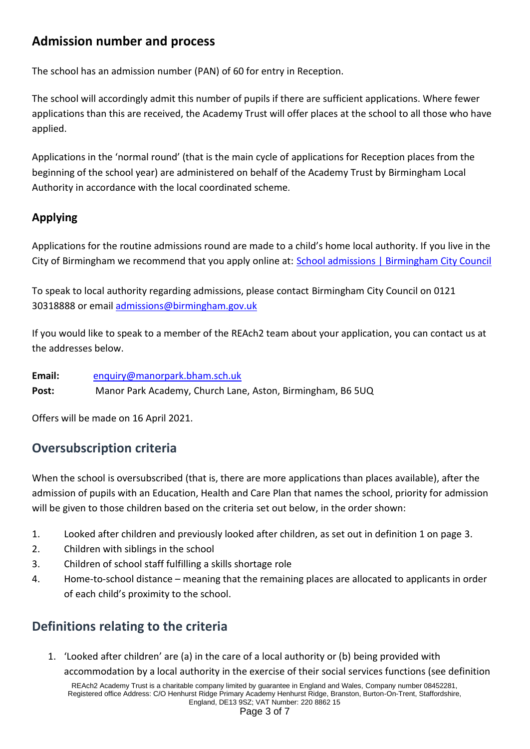## Admission number and process

The school has an admission number (PAN) of 60 for entry in Reception.

The school will accordingly admit this number of pupils if there are sufficient applications. Where fewer applications than this are received, the Academy Trust will offer places at the school to all those who have applied.

Applications in the 'normal round' (that is the main cycle of applications for Reception places from the beginning of the school year) are administered on behalf of the Academy Trust by Birmingham Local Authority in accordance with the local coordinated scheme.

### Applying

Applications for the routine admissions round are made to a child's home local authority. If you live in the City of Birmingham we recommend that you apply online at: [School admissions | Birmingham City Council]

To speak to local authority regarding admissions, please contact Birmingham City Council on 0121 30318888 or email admissions@birmingham.gov.uk

If you would like to speak to a member of the REAch2 team about your application, you can contact us at the addresses below.

**Email:** enquiry@manorpark.bham.sch.uk
**Post:** Manor Park Academy, Church Lane, Aston, Birmingham, B6 5UQ

Offers will be made on 16 April 2021.

## Oversubscription criteria

When the school is oversubscribed (that is, there are more applications than places available), after the admission of pupils with an Education, Health and Care Plan that names the school, priority for admission will be given to those children based on the criteria set out below, in the order shown:

1. Looked after children and previously looked after children, as set out in definition 1 on page 3.
2. Children with siblings in the school
3. Children of school staff fulfilling a skills shortage role
4. Home-to-school distance – meaning that the remaining places are allocated to applicants in order of each child's proximity to the school.

## Definitions relating to the criteria

1. 'Looked after children' are (a) in the care of a local authority or (b) being provided with accommodation by a local authority in the exercise of their social services functions (see definition

REAch2 Academy Trust is a charitable company limited by guarantee in England and Wales, Company number 08452281, Registered office Address: C/O Henhurst Ridge Primary Academy Henhurst Ridge, Branston, Burton-On-Trent, Staffordshire, England, DE13 9SZ; VAT Number: 220 8862 15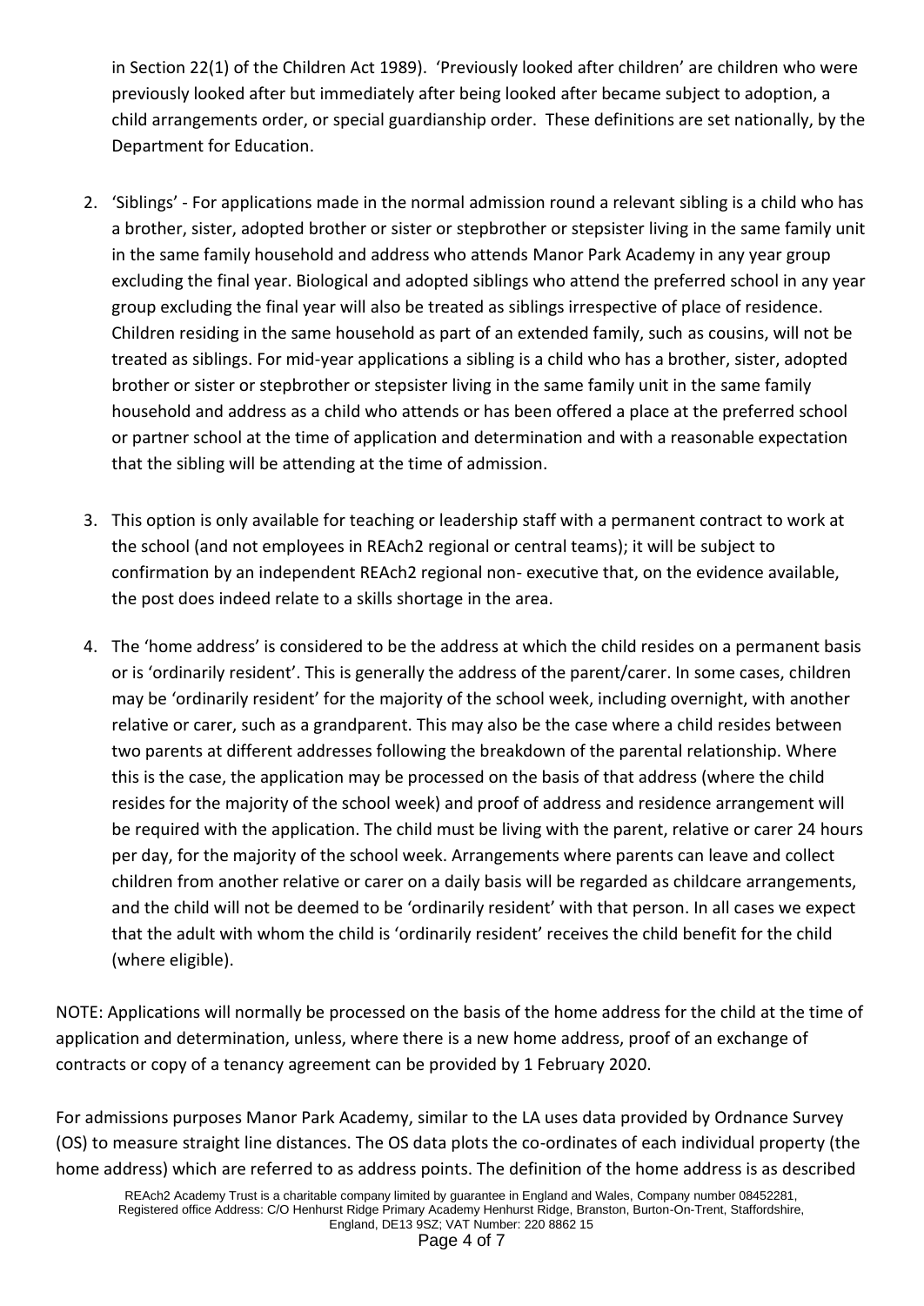in Section 22(1) of the Children Act 1989). 'Previously looked after children' are children who were previously looked after but immediately after being looked after became subject to adoption, a child arrangements order, or special guardianship order. These definitions are set nationally, by the Department for Education.

2. 'Siblings' - For applications made in the normal admission round a relevant sibling is a child who has a brother, sister, adopted brother or sister or stepbrother or stepsister living in the same family unit in the same family household and address who attends Manor Park Academy in any year group excluding the final year. Biological and adopted siblings who attend the preferred school in any year group excluding the final year will also be treated as siblings irrespective of place of residence. Children residing in the same household as part of an extended family, such as cousins, will not be treated as siblings. For mid-year applications a sibling is a child who has a brother, sister, adopted brother or sister or stepbrother or stepsister living in the same family unit in the same family household and address as a child who attends or has been offered a place at the preferred school or partner school at the time of application and determination and with a reasonable expectation that the sibling will be attending at the time of admission.

3. This option is only available for teaching or leadership staff with a permanent contract to work at the school (and not employees in REAch2 regional or central teams); it will be subject to confirmation by an independent REAch2 regional non- executive that, on the evidence available, the post does indeed relate to a skills shortage in the area.

4. The 'home address' is considered to be the address at which the child resides on a permanent basis or is 'ordinarily resident'. This is generally the address of the parent/carer. In some cases, children may be 'ordinarily resident' for the majority of the school week, including overnight, with another relative or carer, such as a grandparent. This may also be the case where a child resides between two parents at different addresses following the breakdown of the parental relationship. Where this is the case, the application may be processed on the basis of that address (where the child resides for the majority of the school week) and proof of address and residence arrangement will be required with the application. The child must be living with the parent, relative or carer 24 hours per day, for the majority of the school week. Arrangements where parents can leave and collect children from another relative or carer on a daily basis will be regarded as childcare arrangements, and the child will not be deemed to be 'ordinarily resident' with that person. In all cases we expect that the adult with whom the child is 'ordinarily resident' receives the child benefit for the child (where eligible).

NOTE: Applications will normally be processed on the basis of the home address for the child at the time of application and determination, unless, where there is a new home address, proof of an exchange of contracts or copy of a tenancy agreement can be provided by 1 February 2020.

For admissions purposes Manor Park Academy, similar to the LA uses data provided by Ordnance Survey (OS) to measure straight line distances. The OS data plots the co-ordinates of each individual property (the home address) which are referred to as address points. The definition of the home address is as described

REAch2 Academy Trust is a charitable company limited by guarantee in England and Wales, Company number 08452281, Registered office Address: C/O Henhurst Ridge Primary Academy Henhurst Ridge, Branston, Burton-On-Trent, Staffordshire, England, DE13 9SZ; VAT Number: 220 8862 15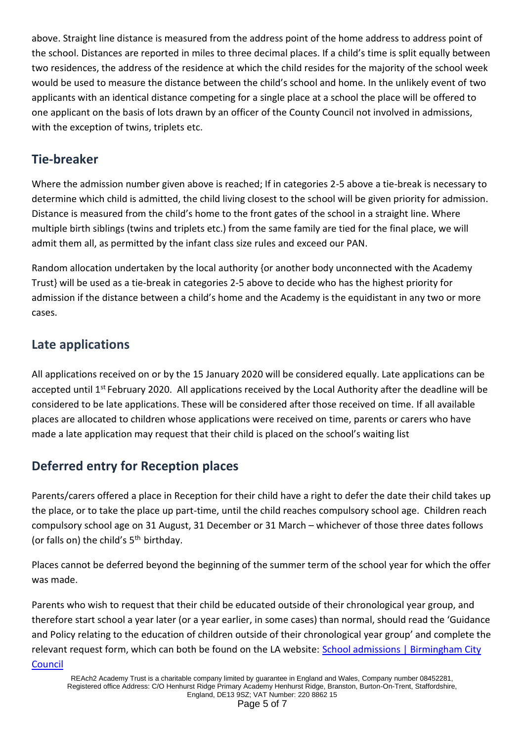above. Straight line distance is measured from the address point of the home address to address point of the school. Distances are reported in miles to three decimal places. If a child's time is split equally between two residences, the address of the residence at which the child resides for the majority of the school week would be used to measure the distance between the child's school and home. In the unlikely event of two applicants with an identical distance competing for a single place at a school the place will be offered to one applicant on the basis of lots drawn by an officer of the County Council not involved in admissions, with the exception of twins, triplets etc.

## Tie-breaker

Where the admission number given above is reached; If in categories 2-5 above a tie-break is necessary to determine which child is admitted, the child living closest to the school will be given priority for admission. Distance is measured from the child's home to the front gates of the school in a straight line. Where multiple birth siblings (twins and triplets etc.) from the same family are tied for the final place, we will admit them all, as permitted by the infant class size rules and exceed our PAN.

Random allocation undertaken by the local authority {or another body unconnected with the Academy Trust} will be used as a tie-break in categories 2-5 above to decide who has the highest priority for admission if the distance between a child's home and the Academy is the equidistant in any two or more cases.

## Late applications

All applications received on or by the 15 January 2020 will be considered equally. Late applications can be accepted until 1st February 2020. All applications received by the Local Authority after the deadline will be considered to be late applications. These will be considered after those received on time. If all available places are allocated to children whose applications were received on time, parents or carers who have made a late application may request that their child is placed on the school's waiting list

## Deferred entry for Reception places

Parents/carers offered a place in Reception for their child have a right to defer the date their child takes up the place, or to take the place up part-time, until the child reaches compulsory school age. Children reach compulsory school age on 31 August, 31 December or 31 March – whichever of those three dates follows (or falls on) the child's 5th birthday.

Places cannot be deferred beyond the beginning of the summer term of the school year for which the offer was made.

Parents who wish to request that their child be educated outside of their chronological year group, and therefore start school a year later (or a year earlier, in some cases) than normal, should read the 'Guidance and Policy relating to the education of children outside of their chronological year group' and complete the relevant request form, which can both be found on the LA website: [School admissions | Birmingham City Council]

REAch2 Academy Trust is a charitable company limited by guarantee in England and Wales, Company number 08452281, Registered office Address: C/O Henhurst Ridge Primary Academy Henhurst Ridge, Branston, Burton-On-Trent, Staffordshire, England, DE13 9SZ; VAT Number: 220 8862 15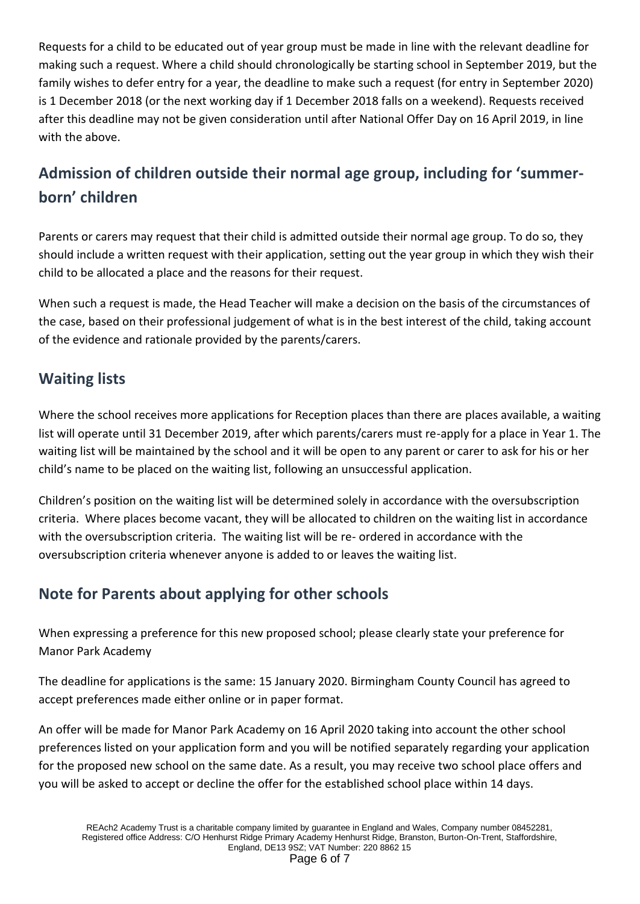Requests for a child to be educated out of year group must be made in line with the relevant deadline for making such a request. Where a child should chronologically be starting school in September 2019, but the family wishes to defer entry for a year, the deadline to make such a request (for entry in September 2020) is 1 December 2018 (or the next working day if 1 December 2018 falls on a weekend). Requests received after this deadline may not be given consideration until after National Offer Day on 16 April 2019, in line with the above.

## Admission of children outside their normal age group, including for 'summer-born' children

Parents or carers may request that their child is admitted outside their normal age group. To do so, they should include a written request with their application, setting out the year group in which they wish their child to be allocated a place and the reasons for their request.

When such a request is made, the Head Teacher will make a decision on the basis of the circumstances of the case, based on their professional judgement of what is in the best interest of the child, taking account of the evidence and rationale provided by the parents/carers.

## Waiting lists

Where the school receives more applications for Reception places than there are places available, a waiting list will operate until 31 December 2019, after which parents/carers must re-apply for a place in Year 1. The waiting list will be maintained by the school and it will be open to any parent or carer to ask for his or her child's name to be placed on the waiting list, following an unsuccessful application.

Children's position on the waiting list will be determined solely in accordance with the oversubscription criteria. Where places become vacant, they will be allocated to children on the waiting list in accordance with the oversubscription criteria. The waiting list will be re- ordered in accordance with the oversubscription criteria whenever anyone is added to or leaves the waiting list.

## Note for Parents about applying for other schools

When expressing a preference for this new proposed school; please clearly state your preference for Manor Park Academy

The deadline for applications is the same: 15 January 2020. Birmingham County Council has agreed to accept preferences made either online or in paper format.

An offer will be made for Manor Park Academy on 16 April 2020 taking into account the other school preferences listed on your application form and you will be notified separately regarding your application for the proposed new school on the same date. As a result, you may receive two school place offers and you will be asked to accept or decline the offer for the established school place within 14 days.

REAch2 Academy Trust is a charitable company limited by guarantee in England and Wales, Company number 08452281, Registered office Address: C/O Henhurst Ridge Primary Academy Henhurst Ridge, Branston, Burton-On-Trent, Staffordshire, England, DE13 9SZ; VAT Number: 220 8862 15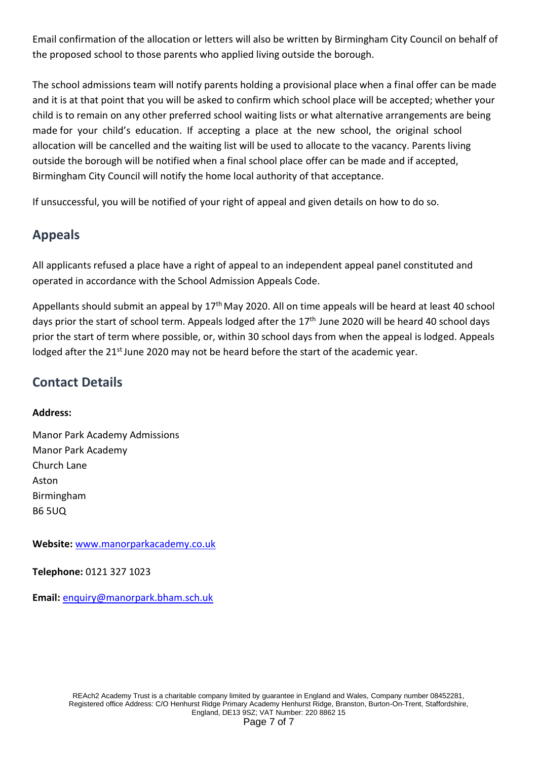Email confirmation of the allocation or letters will also be written by Birmingham City Council on behalf of the proposed school to those parents who applied living outside the borough.

The school admissions team will notify parents holding a provisional place when a final offer can be made and it is at that point that you will be asked to confirm which school place will be accepted; whether your child is to remain on any other preferred school waiting lists or what alternative arrangements are being made for your child's education. If accepting a place at the new school, the original school allocation will be cancelled and the waiting list will be used to allocate to the vacancy. Parents living outside the borough will be notified when a final school place offer can be made and if accepted, Birmingham City Council will notify the home local authority of that acceptance.

If unsuccessful, you will be notified of your right of appeal and given details on how to do so.

## Appeals

All applicants refused a place have a right of appeal to an independent appeal panel constituted and operated in accordance with the School Admission Appeals Code.

Appellants should submit an appeal by 17th May 2020. All on time appeals will be heard at least 40 school days prior the start of school term. Appeals lodged after the 17th June 2020 will be heard 40 school days prior the start of term where possible, or, within 30 school days from when the appeal is lodged. Appeals lodged after the 21st June 2020 may not be heard before the start of the academic year.

## Contact Details

**Address:**

Manor Park Academy Admissions
Manor Park Academy
Church Lane
Aston
Birmingham
B6 5UQ

**Website:** www.manorparkacademy.co.uk

**Telephone:** 0121 327 1023

**Email:** enquiry@manorpark.bham.sch.uk

REAch2 Academy Trust is a charitable company limited by guarantee in England and Wales, Company number 08452281, Registered office Address: C/O Henhurst Ridge Primary Academy Henhurst Ridge, Branston, Burton-On-Trent, Staffordshire, England, DE13 9SZ; VAT Number: 220 8862 15